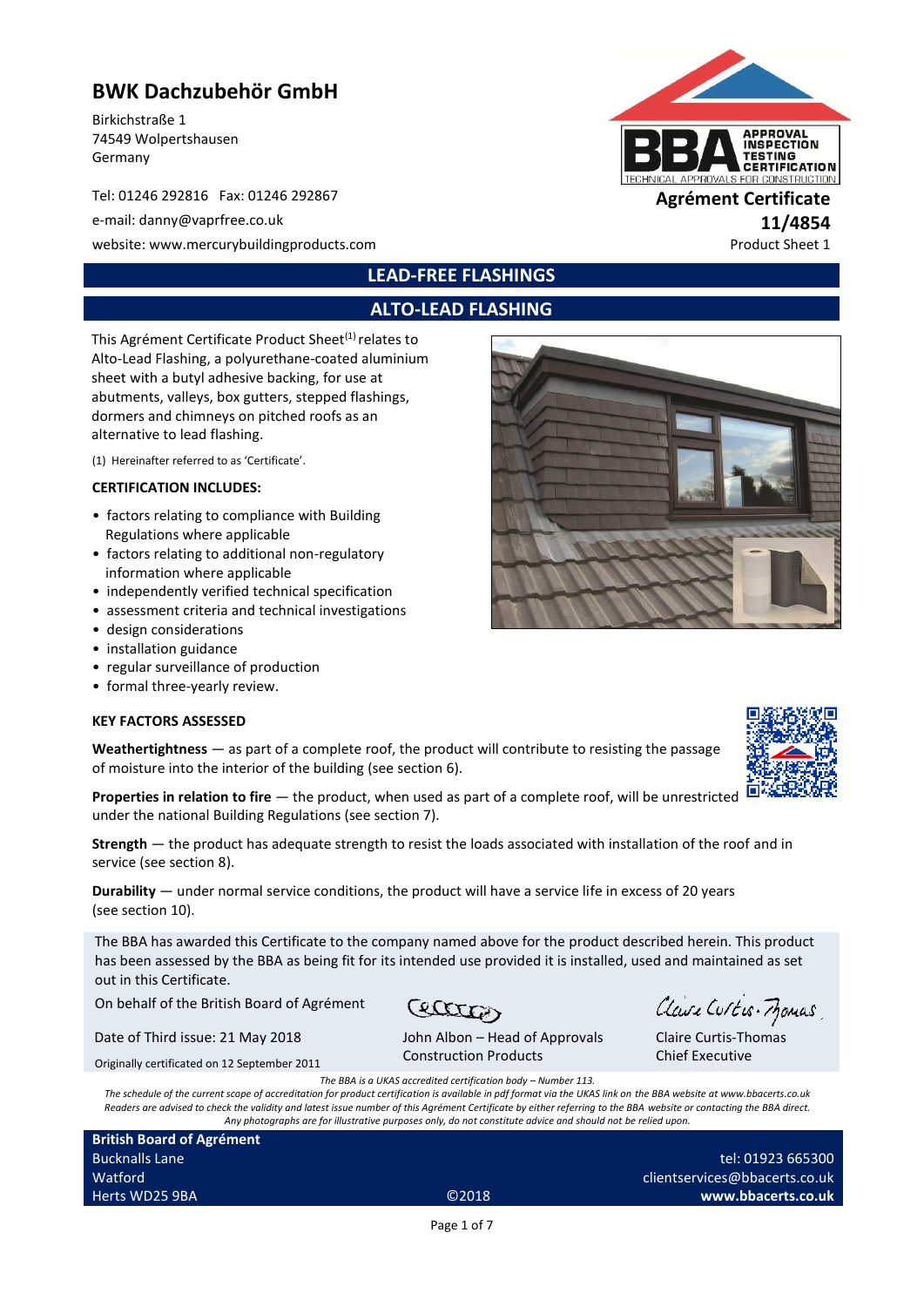# BWK Dachzubehör GmbH

Birkichstraße 1
74549 Wolpertshausen
Germany

Tel: 01246 292816 Fax: 01246 292867
e-mail: danny@vaprfree.co.uk
website: www.mercurybuildingproducts.com

**Agrément Certificate**
**11/4854**
Product Sheet 1

## LEAD-FREE FLASHINGS

## ALTO-LEAD FLASHING

This Agrément Certificate Product Sheet[1] relates to Alto-Lead Flashing, a polyurethane-coated aluminium sheet with a butyl adhesive backing, for use at abutments, valleys, box gutters, stepped flashings, dormers and chimneys on pitched roofs as an alternative to lead flashing.

(1) Hereinafter referred to as 'Certificate'.

### CERTIFICATION INCLUDES:

- factors relating to compliance with Building Regulations where applicable
- factors relating to additional non-regulatory information where applicable
- independently verified technical specification
- assessment criteria and technical investigations
- design considerations
- installation guidance
- regular surveillance of production
- formal three-yearly review.

### KEY FACTORS ASSESSED

**Weathertightness** — as part of a complete roof, the product will contribute to resisting the passage of moisture into the interior of the building (see section 6).

**Properties in relation to fire** — the product, when used as part of a complete roof, will be unrestricted under the national Building Regulations (see section 7).

**Strength** — the product has adequate strength to resist the loads associated with installation of the roof and in service (see section 8).

**Durability** — under normal service conditions, the product will have a service life in excess of 20 years (see section 10).

The BBA has awarded this Certificate to the company named above for the product described herein. This product has been assessed by the BBA as being fit for its intended use provided it is installed, used and maintained as set out in this Certificate.

On behalf of the British Board of Agrément

Date of Third issue: 21 May 2018

Originally certificated on 12 September 2011

John Albon – Head of Approvals
Construction Products

Claire Curtis-Thomas
Chief Executive

*The BBA is a UKAS accredited certification body – Number 113.*
*The schedule of the current scope of accreditation for product certification is available in pdf format via the UKAS link on the BBA website at www.bbacerts.co.uk*
*Readers are advised to check the validity and latest issue number of this Agrément Certificate by either referring to the BBA website or contacting the BBA direct.*
*Any photographs are for illustrative purposes only, do not constitute advice and should not be relied upon.*

**British Board of Agrément**
Bucknalls Lane
Watford
Herts WD25 9BA

©2018

tel: 01923 665300
clientservices@bbacerts.co.uk
**www.bbacerts.co.uk**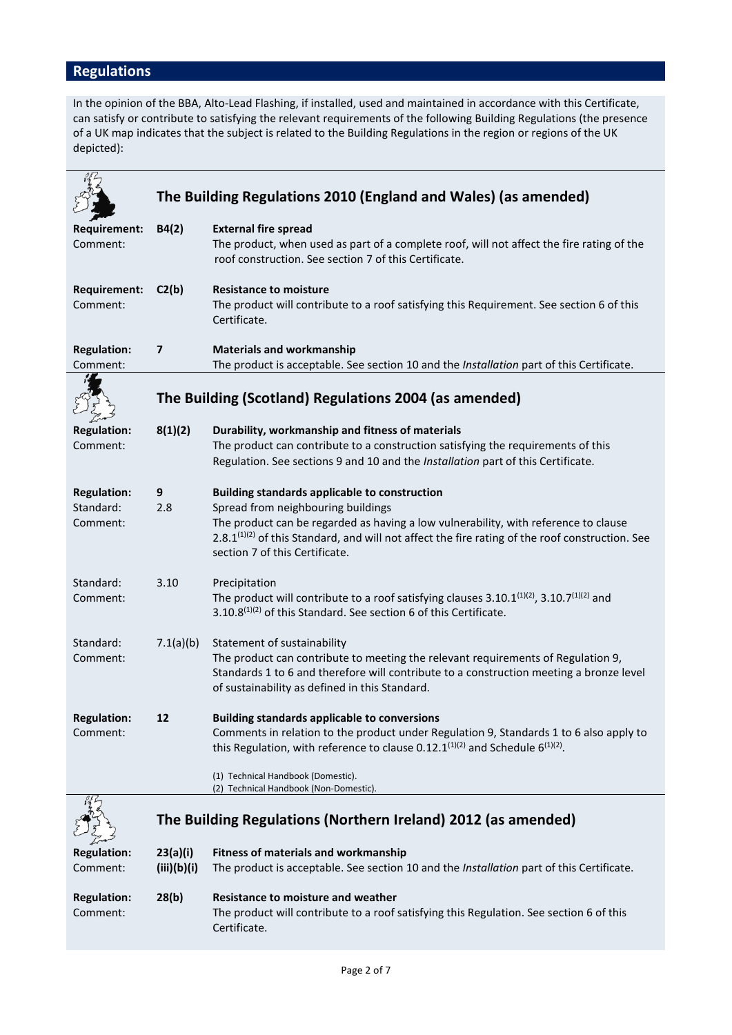## Regulations

In the opinion of the BBA, Alto-Lead Flashing, if installed, used and maintained in accordance with this Certificate, can satisfy or contribute to satisfying the relevant requirements of the following Building Regulations (the presence of a UK map indicates that the subject is related to the Building Regulations in the region or regions of the UK depicted):

### The Building Regulations 2010 (England and Wales) (as amended)

**Requirement: B4(2)** **External fire spread**
Comment: The product, when used as part of a complete roof, will not affect the fire rating of the roof construction. See section 7 of this Certificate.

**Requirement: C2(b)** **Resistance to moisture**
Comment: The product will contribute to a roof satisfying this Requirement. See section 6 of this Certificate.

**Regulation: 7** **Materials and workmanship**
Comment: The product is acceptable. See section 10 and the *Installation* part of this Certificate.

### The Building (Scotland) Regulations 2004 (as amended)

**Regulation: 8(1)(2)** **Durability, workmanship and fitness of materials**
Comment: The product can contribute to a construction satisfying the requirements of this Regulation. See sections 9 and 10 and the *Installation* part of this Certificate.

**Regulation: 9** **Building standards applicable to construction**
Standard: 2.8 Spread from neighbouring buildings
Comment: The product can be regarded as having a low vulnerability, with reference to clause 2.8.1(1)(2) of this Standard, and will not affect the fire rating of the roof construction. See section 7 of this Certificate.

Standard: 3.10 Precipitation
Comment: The product will contribute to a roof satisfying clauses 3.10.1(1)(2), 3.10.7(1)(2) and 3.10.8(1)(2) of this Standard. See section 6 of this Certificate.

Standard: 7.1(a)(b) Statement of sustainability
Comment: The product can contribute to meeting the relevant requirements of Regulation 9, Standards 1 to 6 and therefore will contribute to a construction meeting a bronze level of sustainability as defined in this Standard.

**Regulation: 12** **Building standards applicable to conversions**
Comment: Comments in relation to the product under Regulation 9, Standards 1 to 6 also apply to this Regulation, with reference to clause 0.12.1(1)(2) and Schedule 6(1)(2).

(1) Technical Handbook (Domestic).
(2) Technical Handbook (Non-Domestic).

### The Building Regulations (Northern Ireland) 2012 (as amended)

**Regulation: 23(a)(i)(iii)(b)(i)** **Fitness of materials and workmanship**
Comment: The product is acceptable. See section 10 and the *Installation* part of this Certificate.

**Regulation: 28(b)** **Resistance to moisture and weather**
Comment: The product will contribute to a roof satisfying this Regulation. See section 6 of this Certificate.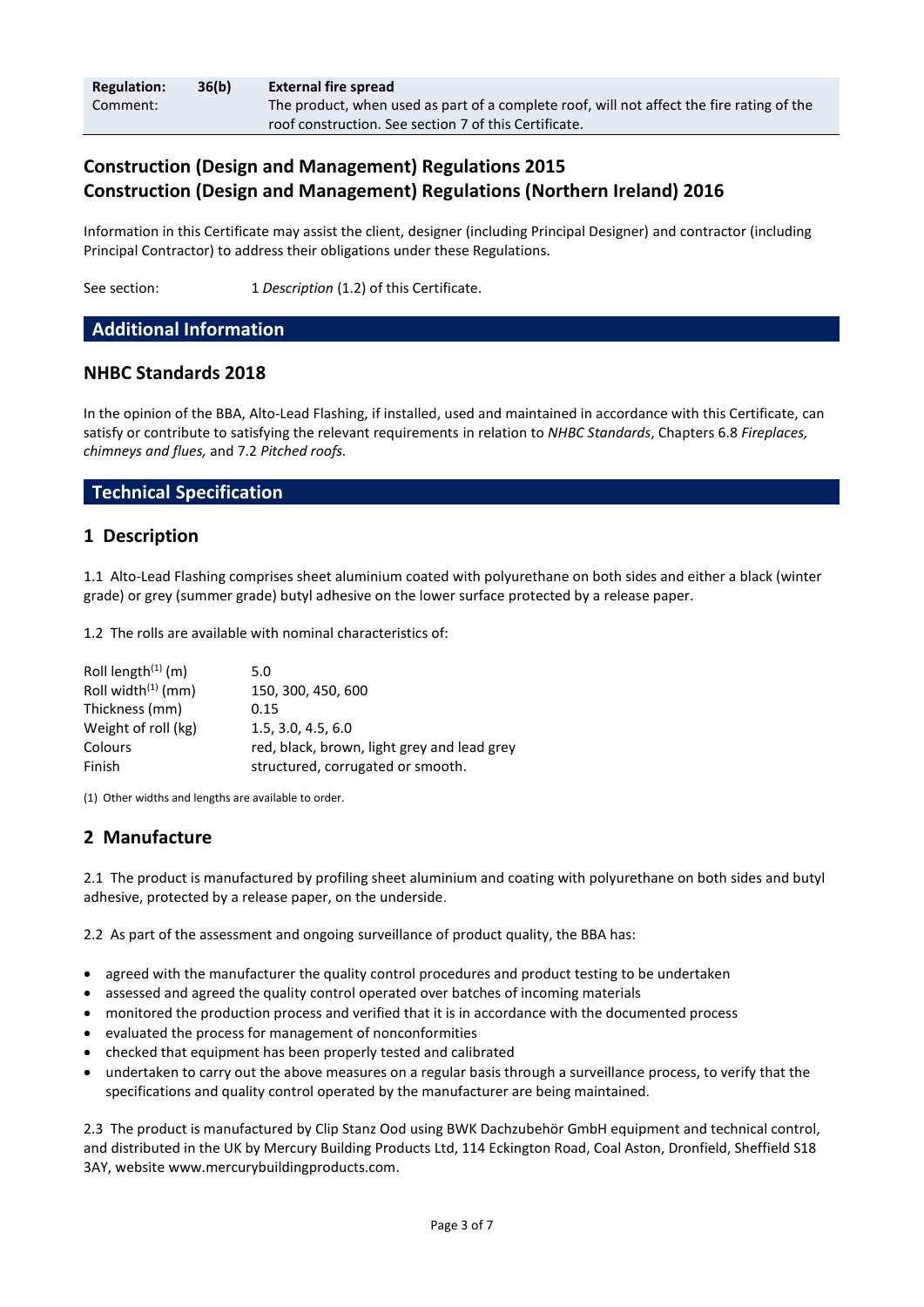| Regulation: | 36(b) | External fire spread |
|---|---|---|
| Comment: | | The product, when used as part of a complete roof, will not affect the fire rating of the roof construction. See section 7 of this Certificate. |

## Construction (Design and Management) Regulations 2015
## Construction (Design and Management) Regulations (Northern Ireland) 2016

Information in this Certificate may assist the client, designer (including Principal Designer) and contractor (including Principal Contractor) to address their obligations under these Regulations.

See section: 1 *Description* (1.2) of this Certificate.

## Additional Information

### NHBC Standards 2018

In the opinion of the BBA, Alto-Lead Flashing, if installed, used and maintained in accordance with this Certificate, can satisfy or contribute to satisfying the relevant requirements in relation to *NHBC Standards*, Chapters 6.8 *Fireplaces, chimneys and flues,* and 7.2 *Pitched roofs.*

## Technical Specification

### 1 Description

1.1 Alto-Lead Flashing comprises sheet aluminium coated with polyurethane on both sides and either a black (winter grade) or grey (summer grade) butyl adhesive on the lower surface protected by a release paper.

1.2 The rolls are available with nominal characteristics of:

| | |
|---|---|
| Roll length[1] (m) | 5.0 |
| Roll width[1] (mm) | 150, 300, 450, 600 |
| Thickness (mm) | 0.15 |
| Weight of roll (kg) | 1.5, 3.0, 4.5, 6.0 |
| Colours | red, black, brown, light grey and lead grey |
| Finish | structured, corrugated or smooth. |

(1) Other widths and lengths are available to order.

### 2 Manufacture

2.1 The product is manufactured by profiling sheet aluminium and coating with polyurethane on both sides and butyl adhesive, protected by a release paper, on the underside.

2.2 As part of the assessment and ongoing surveillance of product quality, the BBA has:

- agreed with the manufacturer the quality control procedures and product testing to be undertaken
- assessed and agreed the quality control operated over batches of incoming materials
- monitored the production process and verified that it is in accordance with the documented process
- evaluated the process for management of nonconformities
- checked that equipment has been properly tested and calibrated
- undertaken to carry out the above measures on a regular basis through a surveillance process, to verify that the specifications and quality control operated by the manufacturer are being maintained.

2.3 The product is manufactured by Clip Stanz Ood using BWK Dachzubehör GmbH equipment and technical control, and distributed in the UK by Mercury Building Products Ltd, 114 Eckington Road, Coal Aston, Dronfield, Sheffield S18 3AY, website www.mercurybuildingproducts.com.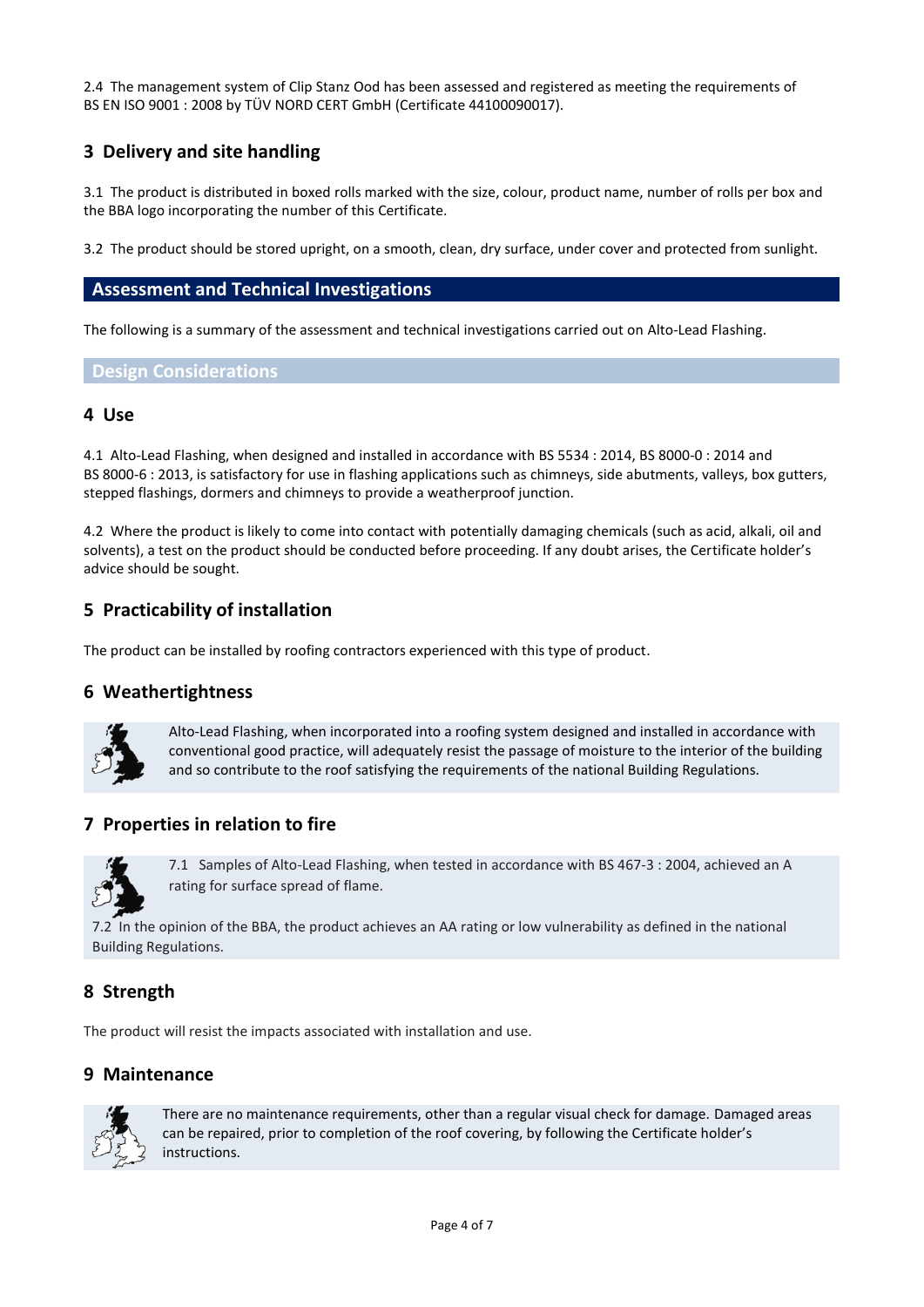2.4 The management system of Clip Stanz Ood has been assessed and registered as meeting the requirements of BS EN ISO 9001 : 2008 by TÜV NORD CERT GmbH (Certificate 44100090017).

## 3 Delivery and site handling

3.1 The product is distributed in boxed rolls marked with the size, colour, product name, number of rolls per box and the BBA logo incorporating the number of this Certificate.

3.2 The product should be stored upright, on a smooth, clean, dry surface, under cover and protected from sunlight.

# Assessment and Technical Investigations

The following is a summary of the assessment and technical investigations carried out on Alto-Lead Flashing.

## Design Considerations

## 4 Use

4.1 Alto-Lead Flashing, when designed and installed in accordance with BS 5534 : 2014, BS 8000-0 : 2014 and BS 8000-6 : 2013, is satisfactory for use in flashing applications such as chimneys, side abutments, valleys, box gutters, stepped flashings, dormers and chimneys to provide a weatherproof junction.

4.2 Where the product is likely to come into contact with potentially damaging chemicals (such as acid, alkali, oil and solvents), a test on the product should be conducted before proceeding. If any doubt arises, the Certificate holder's advice should be sought.

## 5 Practicability of installation

The product can be installed by roofing contractors experienced with this type of product.

## 6 Weathertightness

Alto-Lead Flashing, when incorporated into a roofing system designed and installed in accordance with conventional good practice, will adequately resist the passage of moisture to the interior of the building and so contribute to the roof satisfying the requirements of the national Building Regulations.

## 7 Properties in relation to fire

7.1 Samples of Alto-Lead Flashing, when tested in accordance with BS 467-3 : 2004, achieved an A rating for surface spread of flame.

7.2 In the opinion of the BBA, the product achieves an AA rating or low vulnerability as defined in the national Building Regulations.

## 8 Strength

The product will resist the impacts associated with installation and use.

## 9 Maintenance

There are no maintenance requirements, other than a regular visual check for damage. Damaged areas can be repaired, prior to completion of the roof covering, by following the Certificate holder's instructions.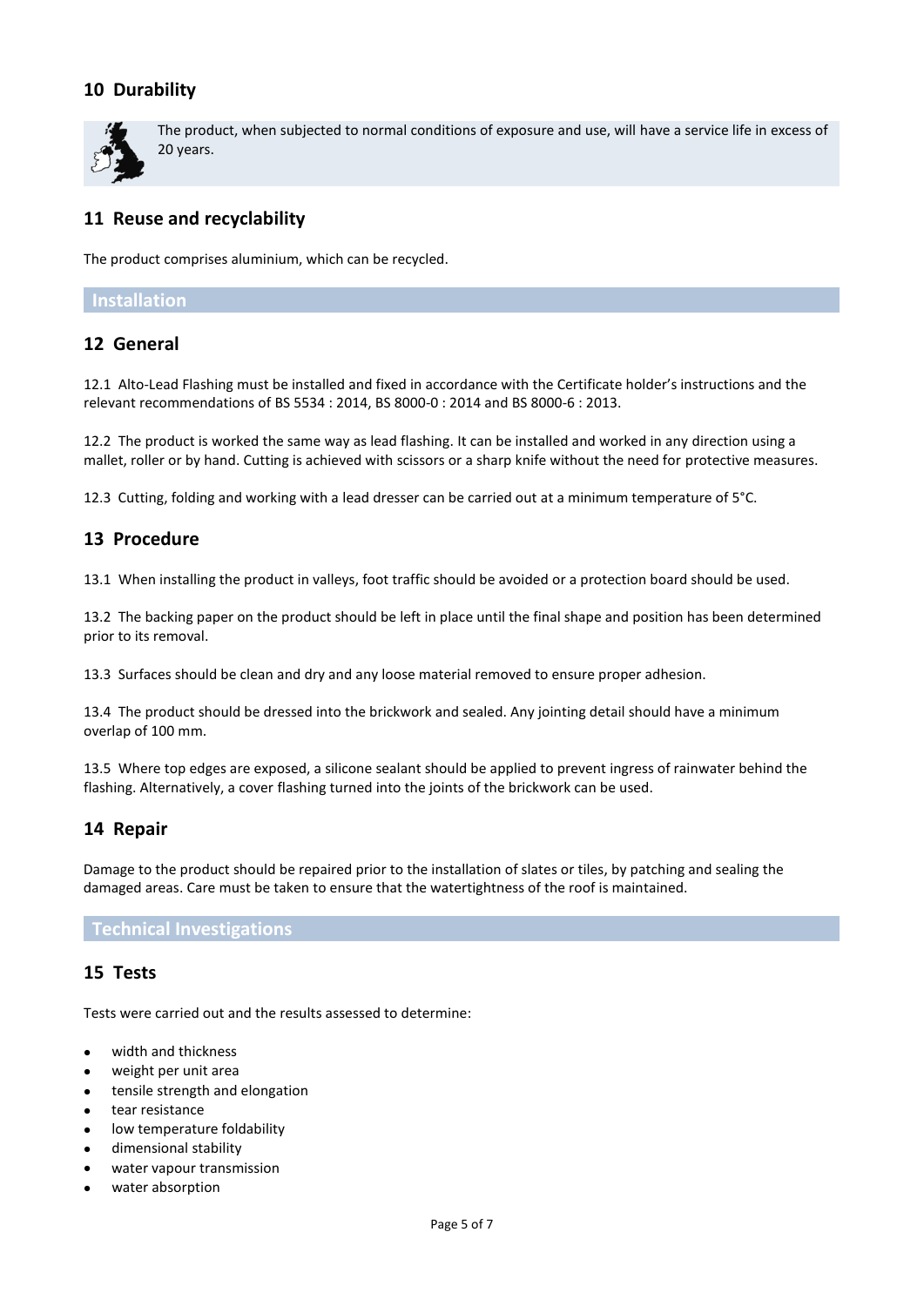## 10 Durability

The product, when subjected to normal conditions of exposure and use, will have a service life in excess of 20 years.

## 11 Reuse and recyclability

The product comprises aluminium, which can be recycled.

# Installation

## 12 General

12.1 Alto-Lead Flashing must be installed and fixed in accordance with the Certificate holder's instructions and the relevant recommendations of BS 5534 : 2014, BS 8000-0 : 2014 and BS 8000-6 : 2013.

12.2 The product is worked the same way as lead flashing. It can be installed and worked in any direction using a mallet, roller or by hand. Cutting is achieved with scissors or a sharp knife without the need for protective measures.

12.3 Cutting, folding and working with a lead dresser can be carried out at a minimum temperature of 5°C.

## 13 Procedure

13.1 When installing the product in valleys, foot traffic should be avoided or a protection board should be used.

13.2 The backing paper on the product should be left in place until the final shape and position has been determined prior to its removal.

13.3 Surfaces should be clean and dry and any loose material removed to ensure proper adhesion.

13.4 The product should be dressed into the brickwork and sealed. Any jointing detail should have a minimum overlap of 100 mm.

13.5 Where top edges are exposed, a silicone sealant should be applied to prevent ingress of rainwater behind the flashing. Alternatively, a cover flashing turned into the joints of the brickwork can be used.

## 14 Repair

Damage to the product should be repaired prior to the installation of slates or tiles, by patching and sealing the damaged areas. Care must be taken to ensure that the watertightness of the roof is maintained.

# Technical Investigations

## 15 Tests

Tests were carried out and the results assessed to determine:

- width and thickness
- weight per unit area
- tensile strength and elongation
- tear resistance
- low temperature foldability
- dimensional stability
- water vapour transmission
- water absorption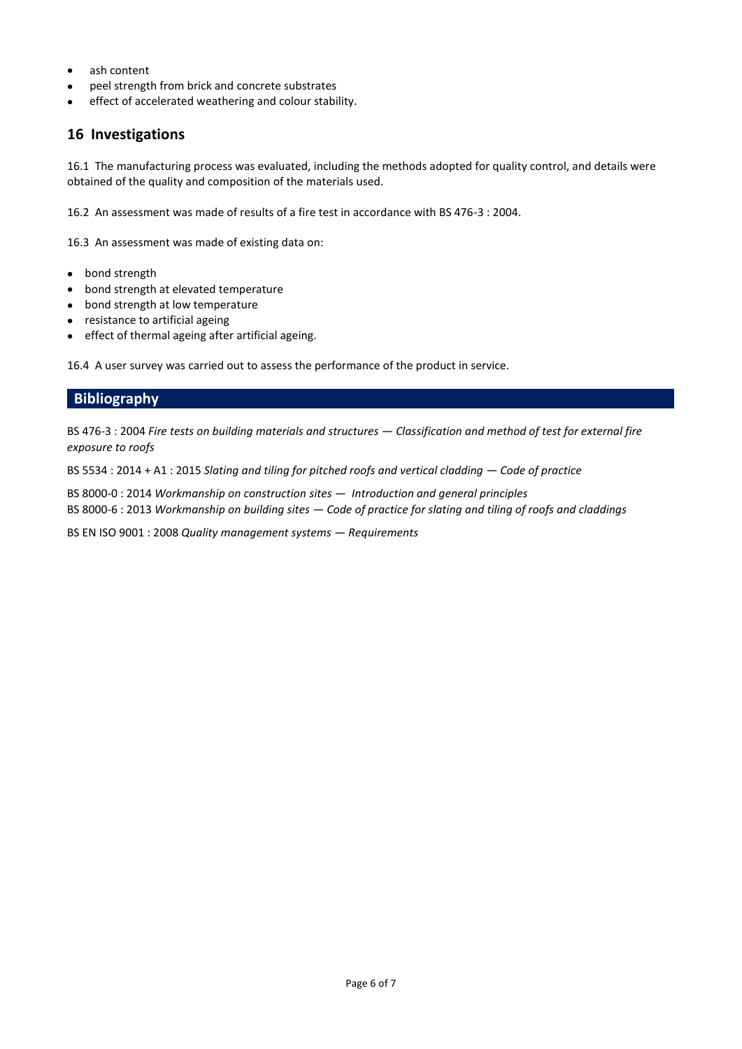- ash content
- peel strength from brick and concrete substrates
- effect of accelerated weathering and colour stability.

## 16 Investigations

16.1 The manufacturing process was evaluated, including the methods adopted for quality control, and details were obtained of the quality and composition of the materials used.

16.2 An assessment was made of results of a fire test in accordance with BS 476-3 : 2004.

16.3 An assessment was made of existing data on:

- bond strength
- bond strength at elevated temperature
- bond strength at low temperature
- resistance to artificial ageing
- effect of thermal ageing after artificial ageing.

16.4 A user survey was carried out to assess the performance of the product in service.

## Bibliography

BS 476-3 : 2004 *Fire tests on building materials and structures — Classification and method of test for external fire exposure to roofs*

BS 5534 : 2014 + A1 : 2015 *Slating and tiling for pitched roofs and vertical cladding — Code of practice*

BS 8000-0 : 2014 *Workmanship on construction sites — Introduction and general principles*
BS 8000-6 : 2013 *Workmanship on building sites — Code of practice for slating and tiling of roofs and claddings*

BS EN ISO 9001 : 2008 *Quality management systems — Requirements*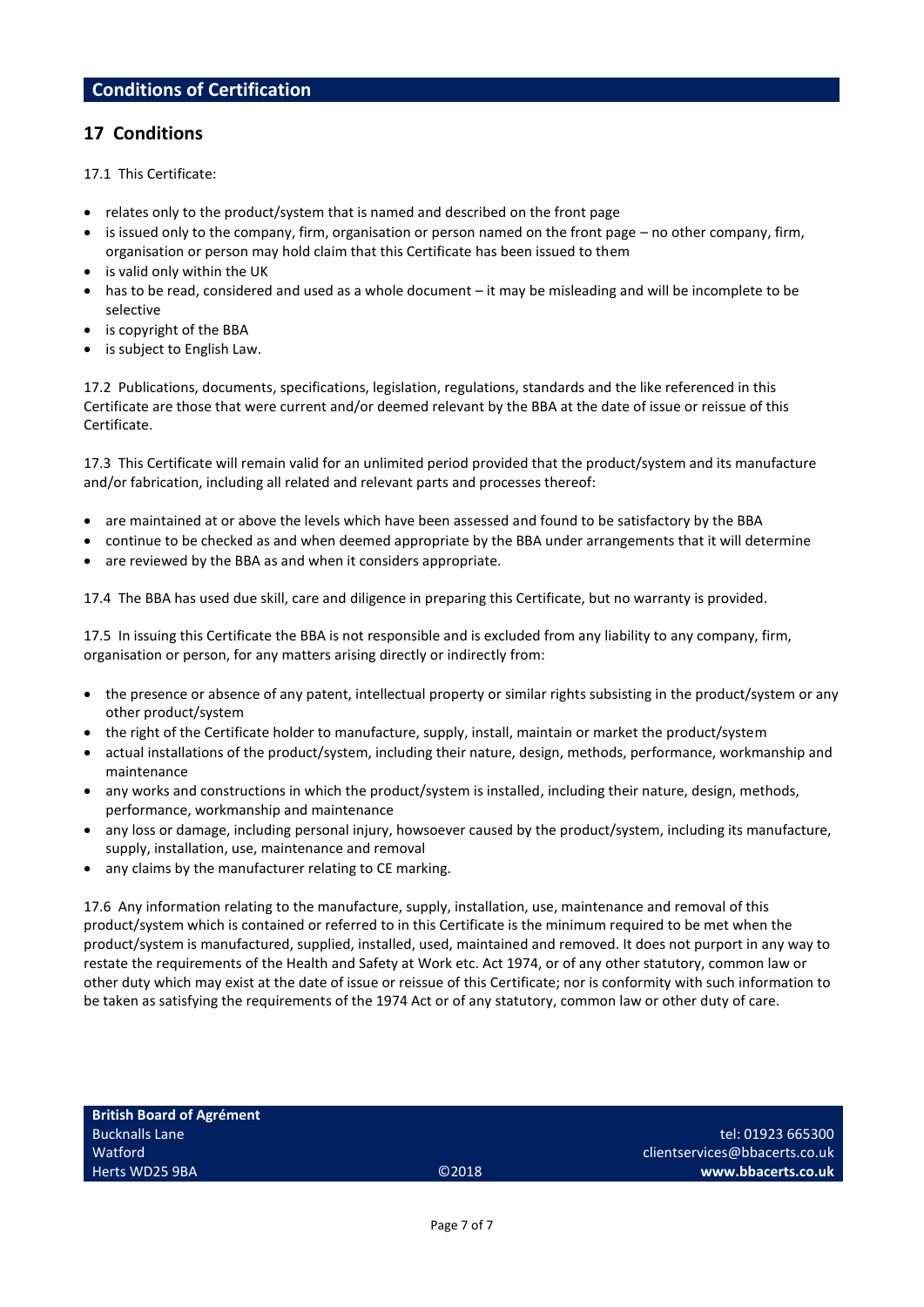## Conditions of Certification

## 17 Conditions

17.1 This Certificate:

- relates only to the product/system that is named and described on the front page
- is issued only to the company, firm, organisation or person named on the front page – no other company, firm, organisation or person may hold claim that this Certificate has been issued to them
- is valid only within the UK
- has to be read, considered and used as a whole document – it may be misleading and will be incomplete to be selective
- is copyright of the BBA
- is subject to English Law.

17.2 Publications, documents, specifications, legislation, regulations, standards and the like referenced in this Certificate are those that were current and/or deemed relevant by the BBA at the date of issue or reissue of this Certificate.

17.3 This Certificate will remain valid for an unlimited period provided that the product/system and its manufacture and/or fabrication, including all related and relevant parts and processes thereof:

- are maintained at or above the levels which have been assessed and found to be satisfactory by the BBA
- continue to be checked as and when deemed appropriate by the BBA under arrangements that it will determine
- are reviewed by the BBA as and when it considers appropriate.

17.4 The BBA has used due skill, care and diligence in preparing this Certificate, but no warranty is provided.

17.5 In issuing this Certificate the BBA is not responsible and is excluded from any liability to any company, firm, organisation or person, for any matters arising directly or indirectly from:

- the presence or absence of any patent, intellectual property or similar rights subsisting in the product/system or any other product/system
- the right of the Certificate holder to manufacture, supply, install, maintain or market the product/system
- actual installations of the product/system, including their nature, design, methods, performance, workmanship and maintenance
- any works and constructions in which the product/system is installed, including their nature, design, methods, performance, workmanship and maintenance
- any loss or damage, including personal injury, howsoever caused by the product/system, including its manufacture, supply, installation, use, maintenance and removal
- any claims by the manufacturer relating to CE marking.

17.6 Any information relating to the manufacture, supply, installation, use, maintenance and removal of this product/system which is contained or referred to in this Certificate is the minimum required to be met when the product/system is manufactured, supplied, installed, used, maintained and removed. It does not purport in any way to restate the requirements of the Health and Safety at Work etc. Act 1974, or of any other statutory, common law or other duty which may exist at the date of issue or reissue of this Certificate; nor is conformity with such information to be taken as satisfying the requirements of the 1974 Act or of any statutory, common law or other duty of care.

**British Board of Agrément**
Bucknalls Lane
Watford
Herts WD25 9BA

©2018

tel: 01923 665300
clientservices@bbacerts.co.uk
**www.bbacerts.co.uk**